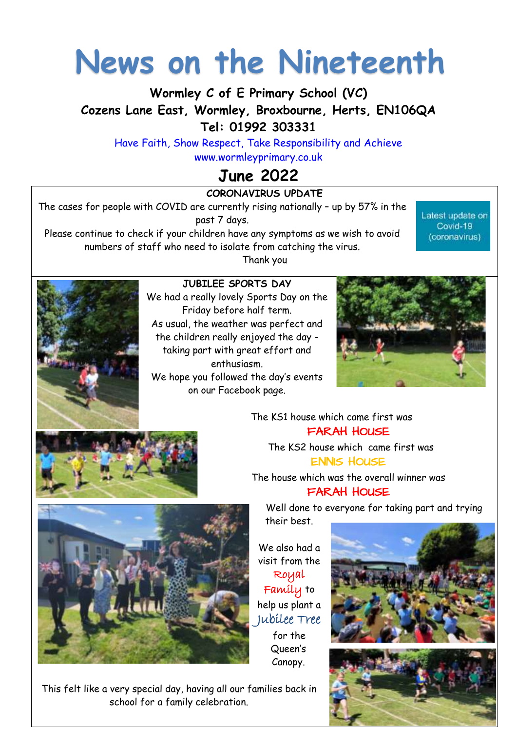# News on the Nineteenth

**Wormley C of E Primary School (VC)**
**Cozens Lane East, Wormley, Broxbourne, Herts, EN106QA**
**Tel: 01992 303331**

Have Faith, Show Respect, Take Responsibility and Achieve
www.wormleyprimary.co.uk

## June 2022

### CORONAVIRUS UPDATE

The cases for people with COVID are currently rising nationally – up by 57% in the past 7 days.
Please continue to check if your children have any symptoms as we wish to avoid numbers of staff who need to isolate from catching the virus.
Thank you

Latest update on Covid-19 (coronavirus)

### JUBILEE SPORTS DAY

We had a really lovely Sports Day on the Friday before half term.
As usual, the weather was perfect and the children really enjoyed the day - taking part with great effort and enthusiasm.
We hope you followed the day's events on our Facebook page.

The KS1 house which came first was
**FARAH HOUSE**

The KS2 house which came first was
**ENNIS HOUSE**

The house which was the overall winner was
**FARAH HOUSE**

Well done to everyone for taking part and trying their best.

We also had a visit from the Royal Family to help us plant a Jubilee Tree for the Queen's Canopy.

This felt like a very special day, having all our families back in school for a family celebration.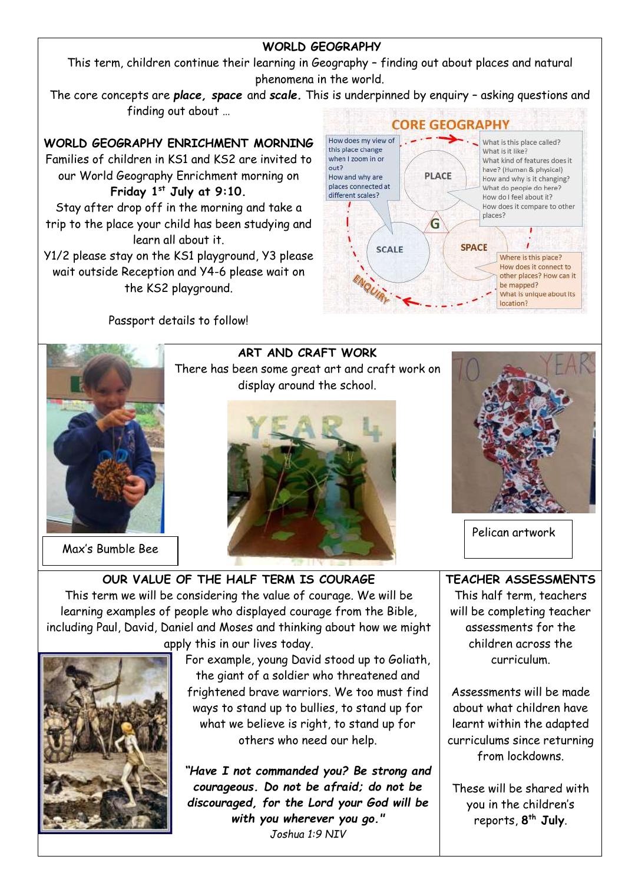## WORLD GEOGRAPHY

This term, children continue their learning in Geography – finding out about places and natural phenomena in the world.

The core concepts are ***place, space*** and ***scale.*** This is underpinned by enquiry – asking questions and finding out about …

### WORLD GEOGRAPHY ENRICHMENT MORNING

Families of children in KS1 and KS2 are invited to our World Geography Enrichment morning on **Friday 1st July at 9:10.**

Stay after drop off in the morning and take a trip to the place your child has been studying and learn all about it.

Y1/2 please stay on the KS1 playground, Y3 please wait outside Reception and Y4-6 please wait on the KS2 playground.

Passport details to follow!

**CORE GEOGRAPHY**

- **PLACE**: What is this place called? What is it like? What kind of features does it have? (Human & physical) How and why is it changing? What do people do here? How do I feel about it? How does it compare to other places?
- **SCALE**: How does my view of this place change when I zoom in or out? How and why are places connected at different scales?
- **SPACE**: Where is this place? How does it connect to other places? How can it be mapped? What is unique about its location?
- ENQUIRY

## ART AND CRAFT WORK

There has been some great art and craft work on display around the school.

Max's Bumble Bee

Pelican artwork

## OUR VALUE OF THE HALF TERM IS COURAGE

This term we will be considering the value of courage. We will be learning examples of people who displayed courage from the Bible, including Paul, David, Daniel and Moses and thinking about how we might apply this in our lives today.

For example, young David stood up to Goliath, the giant of a soldier who threatened and frightened brave warriors. We too must find ways to stand up to bullies, to stand up for what we believe is right, to stand up for others who need our help.

***"Have I not commanded you? Be strong and courageous. Do not be afraid; do not be discouraged, for the Lord your God will be with you wherever you go."***
*Joshua 1:9 NIV*

## TEACHER ASSESSMENTS

This half term, teachers will be completing teacher assessments for the children across the curriculum.

Assessments will be made about what children have learnt within the adapted curriculums since returning from lockdowns.

These will be shared with you in the children's reports, **8th July**.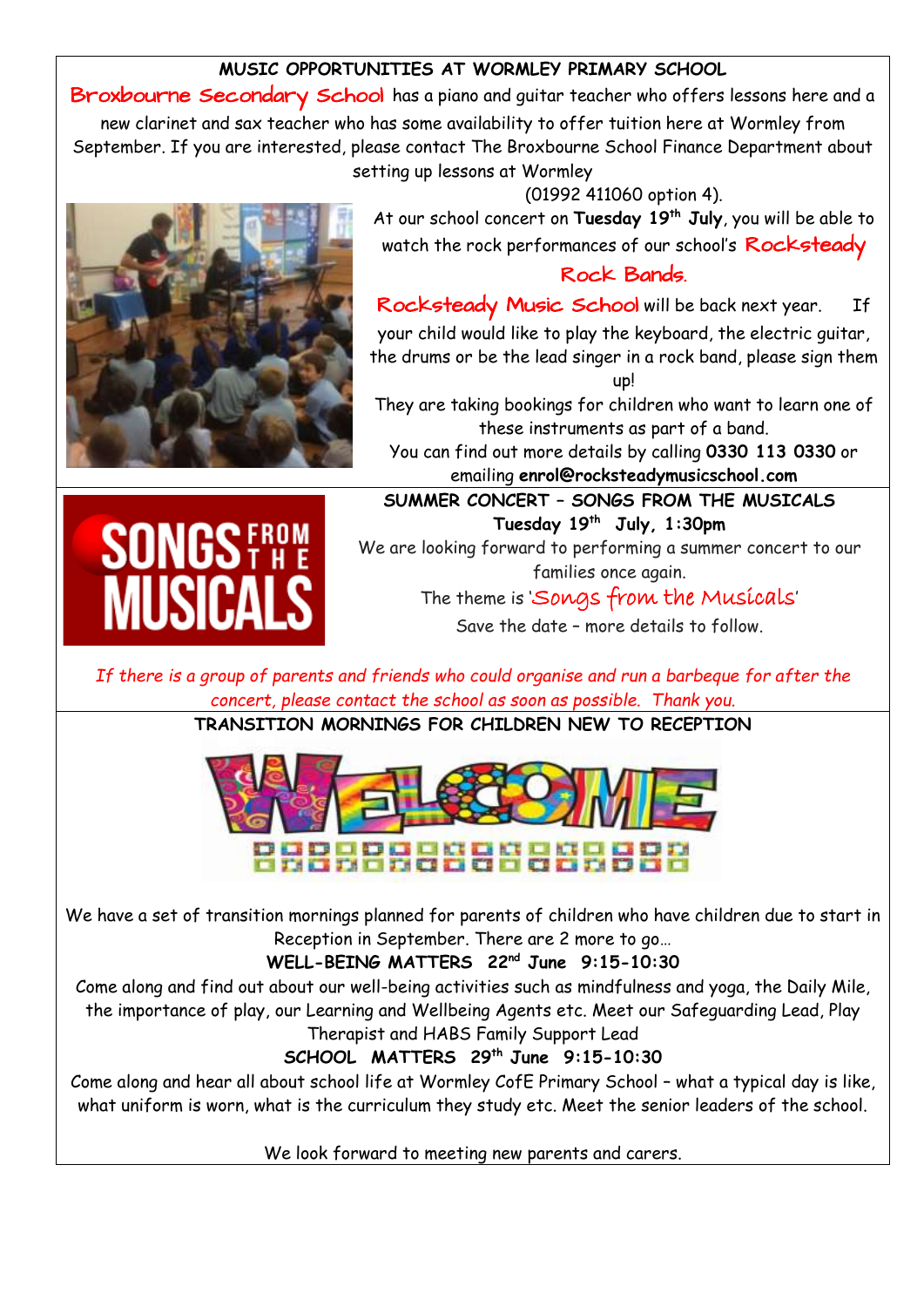## MUSIC OPPORTUNITIES AT WORMLEY PRIMARY SCHOOL

Broxbourne Secondary School has a piano and guitar teacher who offers lessons here and a new clarinet and sax teacher who has some availability to offer tuition here at Wormley from September. If you are interested, please contact The Broxbourne School Finance Department about setting up lessons at Wormley (01992 411060 option 4).

At our school concert on **Tuesday 19th July**, you will be able to watch the rock performances of our school's Rocksteady Rock Bands.

Rocksteady Music School will be back next year. If your child would like to play the keyboard, the electric guitar, the drums or be the lead singer in a rock band, please sign them up!

They are taking bookings for children who want to learn one of these instruments as part of a band.

You can find out more details by calling **0330 113 0330** or emailing **enrol@rocksteadymusicschool.com**

## SUMMER CONCERT – SONGS FROM THE MUSICALS

**Tuesday 19th July, 1:30pm**

We are looking forward to performing a summer concert to our families once again.

The theme is 'Songs from the Musicals'

Save the date – more details to follow.

*If there is a group of parents and friends who could organise and run a barbeque for after the concert, please contact the school as soon as possible. Thank you.*

## TRANSITION MORNINGS FOR CHILDREN NEW TO RECEPTION

We have a set of transition mornings planned for parents of children who have children due to start in Reception in September. There are 2 more to go…

**WELL-BEING MATTERS 22nd June 9:15-10:30**

Come along and find out about our well-being activities such as mindfulness and yoga, the Daily Mile, the importance of play, our Learning and Wellbeing Agents etc. Meet our Safeguarding Lead, Play Therapist and HABS Family Support Lead

**SCHOOL MATTERS 29th June 9:15-10:30**

Come along and hear all about school life at Wormley CofE Primary School – what a typical day is like, what uniform is worn, what is the curriculum they study etc. Meet the senior leaders of the school.

We look forward to meeting new parents and carers.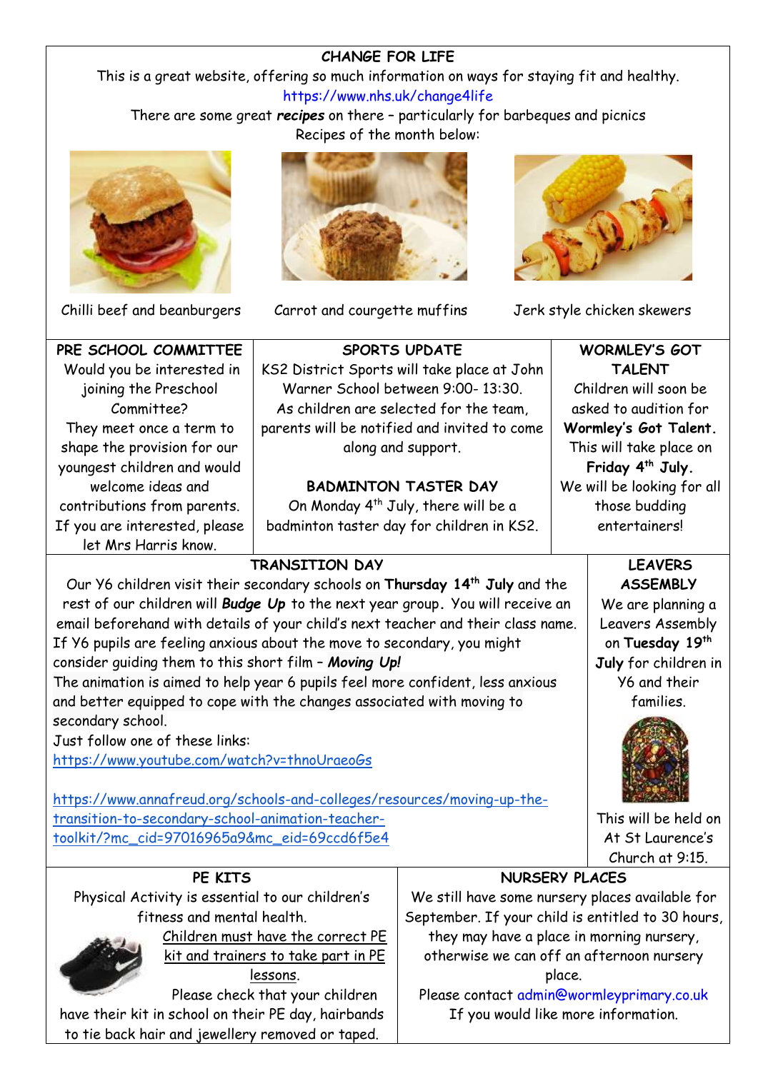## CHANGE FOR LIFE

This is a great website, offering so much information on ways for staying fit and healthy.

https://www.nhs.uk/change4life

There are some great ***recipes*** on there – particularly for barbeques and picnics

Recipes of the month below:

Chilli beef and beanburgers

Carrot and courgette muffins

Jerk style chicken skewers

## PRE SCHOOL COMMITTEE

Would you be interested in joining the Preschool Committee?

They meet once a term to shape the provision for our youngest children and would welcome ideas and contributions from parents.

If you are interested, please let Mrs Harris know.

## SPORTS UPDATE

KS2 District Sports will take place at John Warner School between 9:00- 13:30.

As children are selected for the team, parents will be notified and invited to come along and support.

## BADMINTON TASTER DAY

On Monday 4th July, there will be a badminton taster day for children in KS2.

## WORMLEY'S GOT TALENT

Children will soon be asked to audition for **Wormley's Got Talent.** This will take place on **Friday 4th July.** We will be looking for all those budding entertainers!

## TRANSITION DAY

Our Y6 children visit their secondary schools on **Thursday 14th July** and the rest of our children will ***Budge Up*** to the next year group. You will receive an email beforehand with details of your child's next teacher and their class name.

If Y6 pupils are feeling anxious about the move to secondary, you might consider guiding them to this short film – ***Moving Up!***

The animation is aimed to help year 6 pupils feel more confident, less anxious and better equipped to cope with the changes associated with moving to secondary school.

Just follow one of these links:

https://www.youtube.com/watch?v=thnoUraeoGs

https://www.annafreud.org/schools-and-colleges/resources/moving-up-the-transition-to-secondary-school-animation-teacher-toolkit/?mc_cid=97016965a9&mc_eid=69ccd6f5e4

## LEAVERS ASSEMBLY

We are planning a Leavers Assembly on **Tuesday 19th July** for children in Y6 and their families.

This will be held on At St Laurence's Church at 9:15.

## PE KITS

Physical Activity is essential to our children's fitness and mental health.

Children must have the correct PE kit and trainers to take part in PE lessons.

Please check that your children have their kit in school on their PE day, hairbands to tie back hair and jewellery removed or taped.

## NURSERY PLACES

We still have some nursery places available for September. If your child is entitled to 30 hours, they may have a place in morning nursery, otherwise we can off an afternoon nursery place.

Please contact admin@wormleyprimary.co.uk If you would like more information.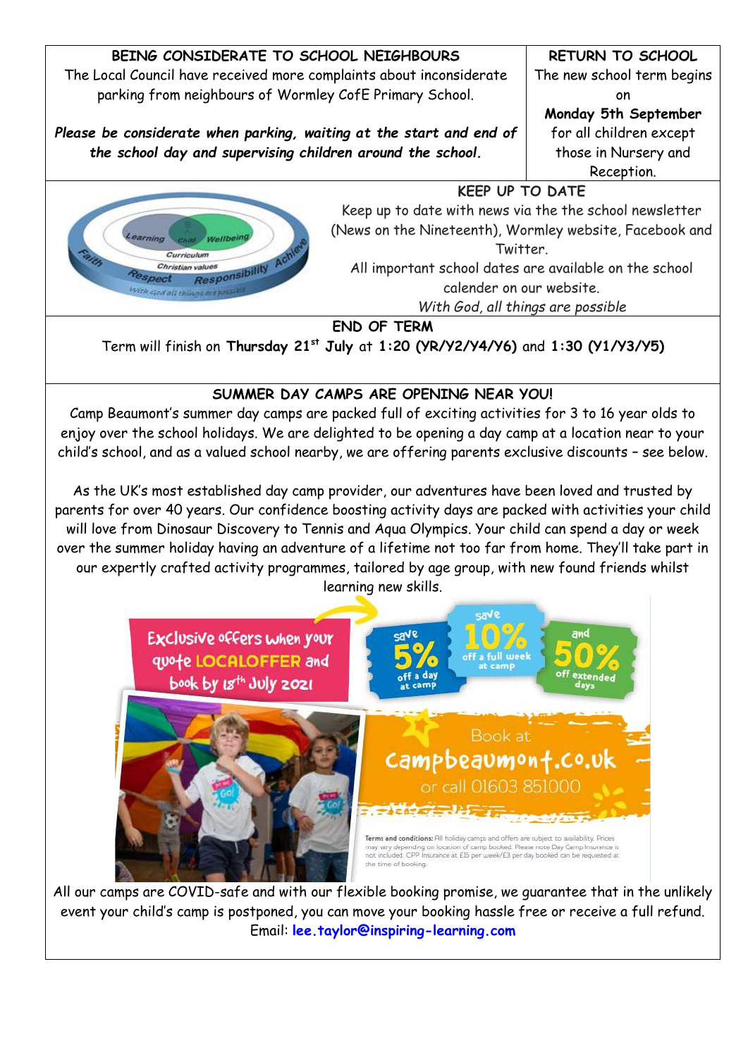## BEING CONSIDERATE TO SCHOOL NEIGHBOURS

The Local Council have received more complaints about inconsiderate parking from neighbours of Wormley CofE Primary School.

***Please be considerate when parking, waiting at the start and end of the school day and supervising children around the school.***

## RETURN TO SCHOOL

The new school term begins on **Monday 5th September** for all children except those in Nursery and Reception.

## KEEP UP TO DATE

Keep up to date with news via the the school newsletter (News on the Nineteenth), Wormley website, Facebook and Twitter.

All important school dates are available on the school calender on our website.

*With God, all things are possible*

## END OF TERM

Term will finish on **Thursday 21st July** at **1:20 (YR/Y2/Y4/Y6)** and **1:30 (Y1/Y3/Y5)**

## SUMMER DAY CAMPS ARE OPENING NEAR YOU!

Camp Beaumont's summer day camps are packed full of exciting activities for 3 to 16 year olds to enjoy over the school holidays. We are delighted to be opening a day camp at a location near to your child's school, and as a valued school nearby, we are offering parents exclusive discounts – see below.

As the UK's most established day camp provider, our adventures have been loved and trusted by parents for over 40 years. Our confidence boosting activity days are packed with activities your child will love from Dinosaur Discovery to Tennis and Aqua Olympics. Your child can spend a day or week over the summer holiday having an adventure of a lifetime not too far from home. They'll take part in our expertly crafted activity programmes, tailored by age group, with new found friends whilst learning new skills.

Exclusive offers when your quote LOCALOFFER and book by 18th July 2021

save 5% off a day at camp

save 10% off a full week at camp

and 50% off extended days

Book at campbeaumont.co.uk or call 01603 851000

Terms and conditions: All holiday camps and offers are subject to availability. Prices may vary depending on location of camp booked. Please note Day Camp Insurance is not included. CPP Insurance at £15 per week/£3 per day booked can be requested at the time of booking.

All our camps are COVID-safe and with our flexible booking promise, we guarantee that in the unlikely event your child's camp is postponed, you can move your booking hassle free or receive a full refund.

Email: **lee.taylor@inspiring-learning.com**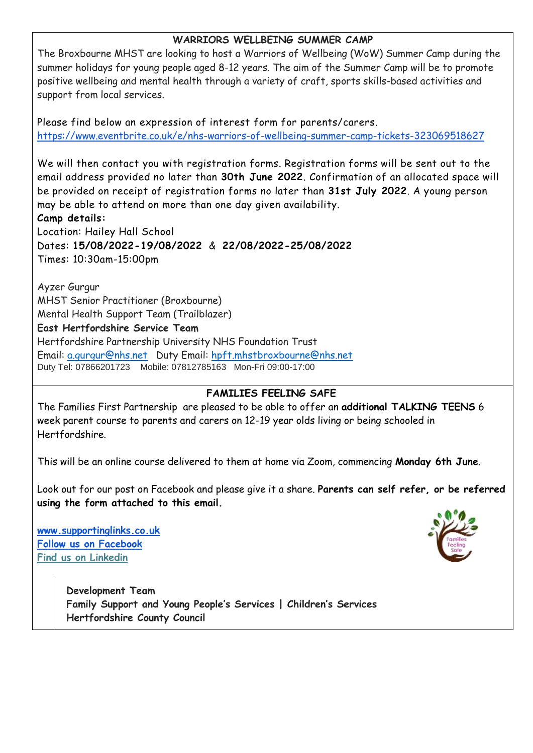## WARRIORS WELLBEING SUMMER CAMP

The Broxbourne MHST are looking to host a Warriors of Wellbeing (WoW) Summer Camp during the summer holidays for young people aged 8-12 years. The aim of the Summer Camp will be to promote positive wellbeing and mental health through a variety of craft, sports skills-based activities and support from local services.

Please find below an expression of interest form for parents/carers.
https://www.eventbrite.co.uk/e/nhs-warriors-of-wellbeing-summer-camp-tickets-323069518627

We will then contact you with registration forms. Registration forms will be sent out to the email address provided no later than **30th June 2022**. Confirmation of an allocated space will be provided on receipt of registration forms no later than **31st July 2022**. A young person may be able to attend on more than one day given availability.

**Camp details:**
Location: Hailey Hall School
Dates: **15/08/2022-19/08/2022** & **22/08/2022-25/08/2022**
Times: 10:30am-15:00pm

Ayzer Gurgur
MHST Senior Practitioner (Broxbourne)
Mental Health Support Team (Trailblazer)
**East Hertfordshire Service Team**
Hertfordshire Partnership University NHS Foundation Trust
Email: a.gurgur@nhs.net Duty Email: hpft.mhstbroxbourne@nhs.net
Duty Tel: 07866201723 Mobile: 07812785163 Mon-Fri 09:00-17:00

## FAMILIES FEELING SAFE

The Families First Partnership are pleased to be able to offer an **additional TALKING TEENS** 6 week parent course to parents and carers on 12-19 year olds living or being schooled in Hertfordshire.

This will be an online course delivered to them at home via Zoom, commencing **Monday 6th June**.

Look out for our post on Facebook and please give it a share. **Parents can self refer, or be referred using the form attached to this email.**

**www.supportinglinks.co.uk**
**Follow us on Facebook**
**Find us on Linkedin**

**Development Team**
**Family Support and Young People's Services | Children's Services**
**Hertfordshire County Council**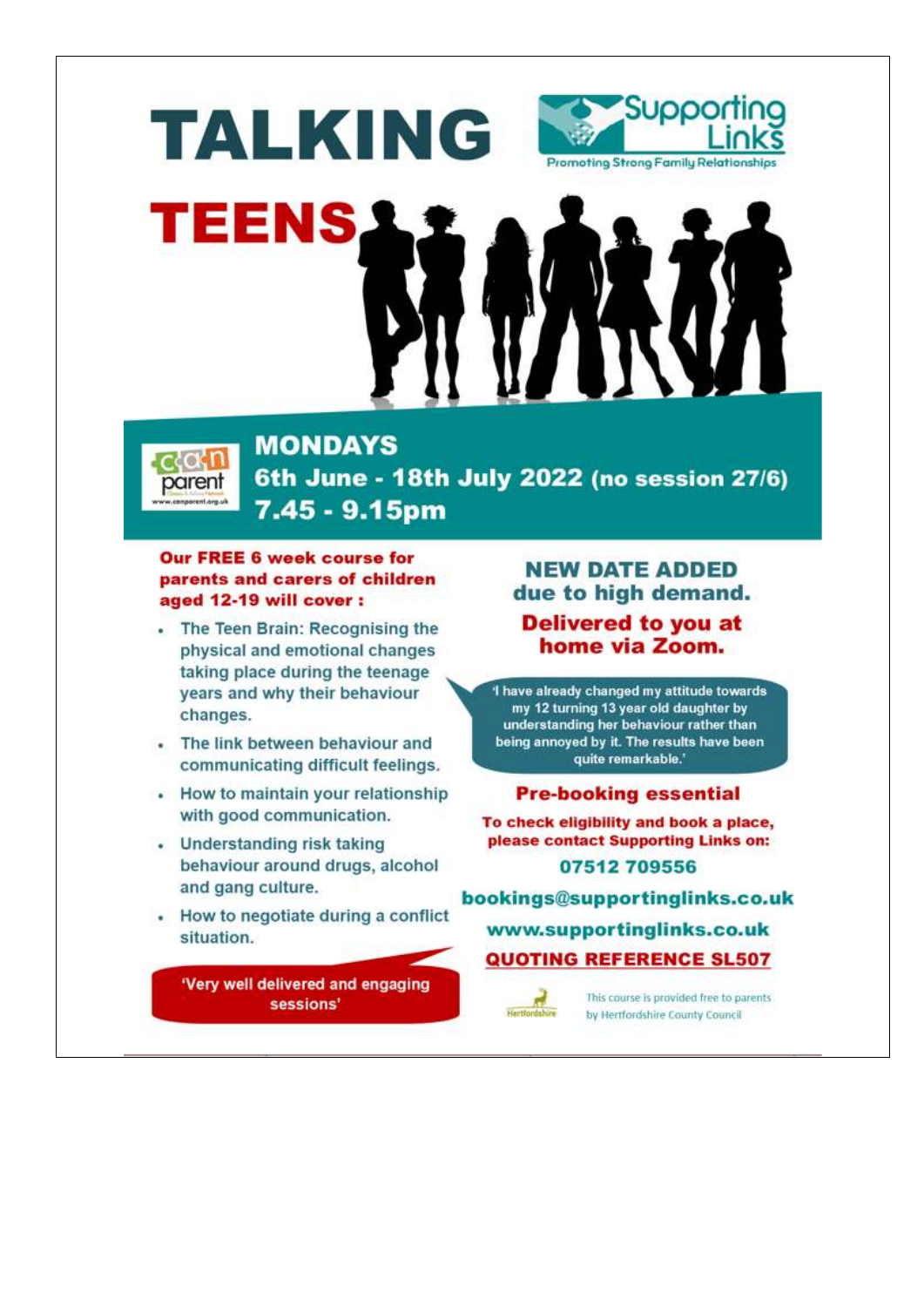# TALKING TEENS

Supporting Links
Promoting Strong Family Relationships

## MONDAYS

## 6th June - 18th July 2022 (no session 27/6)

## 7.45 - 9.15pm

can parent

**Our FREE 6 week course for parents and carers of children aged 12-19 will cover :**

- The Teen Brain: Recognising the physical and emotional changes taking place during the teenage years and why their behaviour changes.
- The link between behaviour and communicating difficult feelings.
- How to maintain your relationship with good communication.
- Understanding risk taking behaviour around drugs, alcohol and gang culture.
- How to negotiate during a conflict situation.

'Very well delivered and engaging sessions'

**NEW DATE ADDED due to high demand.**

**Delivered to you at home via Zoom.**

'I have already changed my attitude towards my 12 turning 13 year old daughter by understanding her behaviour rather than being annoyed by it. The results have been quite remarkable.'

**Pre-booking essential**

**To check eligibility and book a place, please contact Supporting Links on:**

**07512 709556**

**bookings@supportinglinks.co.uk**

**www.supportinglinks.co.uk**

**QUOTING REFERENCE SL507**

Hertfordshire

This course is provided free to parents by Hertfordshire County Council